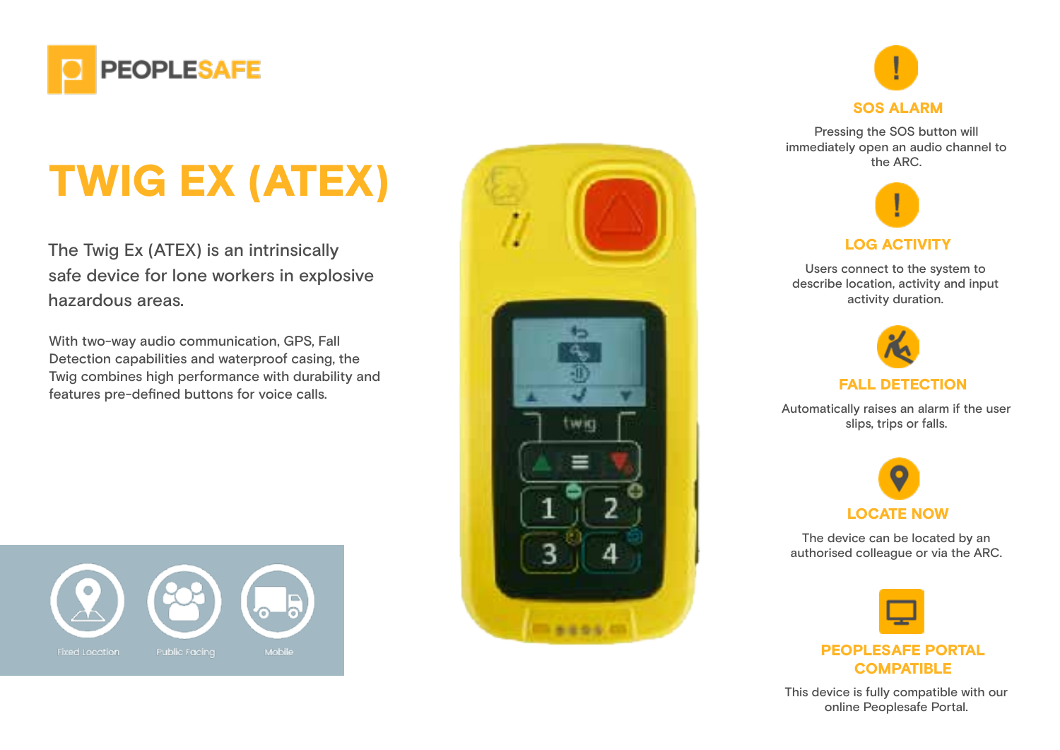PEOPLESAFE

# TWIG EX (ATEX)

The Twig Ex (ATEX) is an intrinsically safe device for lone workers in explosive hazardous areas.

With two-way audio communication, GPS, Fall Detection capabilities and waterproof casing, the Twig combines high performance with durability and features pre-defined buttons for voice calls.

Fixed Location

Public Facing

Mobile

### SOS ALARM

Pressing the SOS button will immediately open an audio channel to the ARC.

### LOG ACTIVITY

Users connect to the system to describe location, activity and input activity duration.

### FALL DETECTION

Automatically raises an alarm if the user slips, trips or falls.

### LOCATE NOW

The device can be located by an authorised colleague or via the ARC.

### PEOPLESAFE PORTAL COMPATIBLE

This device is fully compatible with our online Peoplesafe Portal.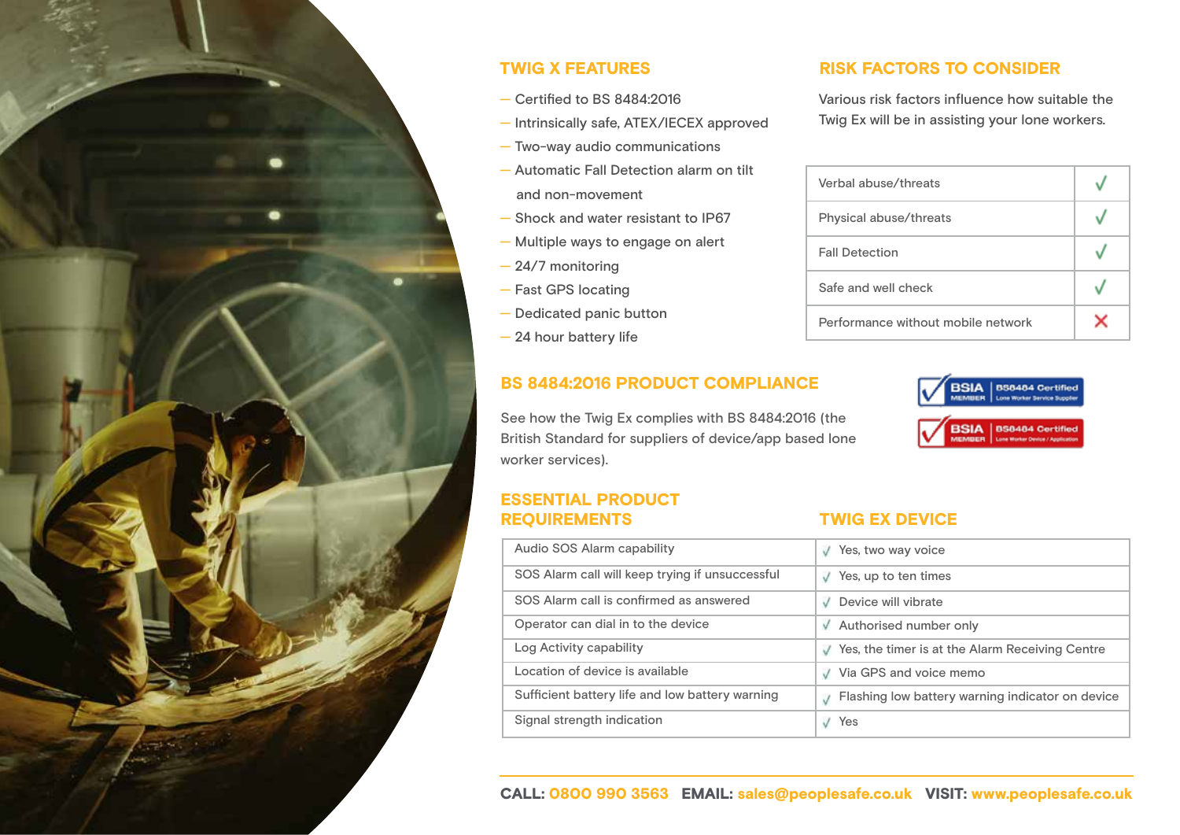## TWIG X FEATURES

- Certified to BS 8484:2016
- Intrinsically safe, ATEX/IECEX approved
- Two-way audio communications
- Automatic Fall Detection alarm on tilt and non-movement
- Shock and water resistant to IP67
- Multiple ways to engage on alert
- 24/7 monitoring
- Fast GPS locating
- Dedicated panic button
- 24 hour battery life

## RISK FACTORS TO CONSIDER

Various risk factors influence how suitable the Twig Ex will be in assisting your lone workers.

| | |
|---|---|
| Verbal abuse/threats | ✓ |
| Physical abuse/threats | ✓ |
| Fall Detection | ✓ |
| Safe and well check | ✓ |
| Performance without mobile network | ✗ |

## BS 8484:2016 PRODUCT COMPLIANCE

See how the Twig Ex complies with BS 8484:2016 (the British Standard for suppliers of device/app based lone worker services).

BSIA MEMBER | BS8484 Certified Lone Worker Service Supplier

BSIA MEMBER | BS8484 Certified Lone Worker Device / Application

| ESSENTIAL PRODUCT REQUIREMENTS | TWIG EX DEVICE |
|---|---|
| Audio SOS Alarm capability | ✓ Yes, two way voice |
| SOS Alarm call will keep trying if unsuccessful | ✓ Yes, up to ten times |
| SOS Alarm call is confirmed as answered | ✓ Device will vibrate |
| Operator can dial in to the device | ✓ Authorised number only |
| Log Activity capability | ✓ Yes, the timer is at the Alarm Receiving Centre |
| Location of device is available | ✓ Via GPS and voice memo |
| Sufficient battery life and low battery warning | ✓ Flashing low battery warning indicator on device |
| Signal strength indication | ✓ Yes |

**CALL:** 0800 990 3563 **EMAIL:** sales@peoplesafe.co.uk **VISIT:** www.peoplesafe.co.uk